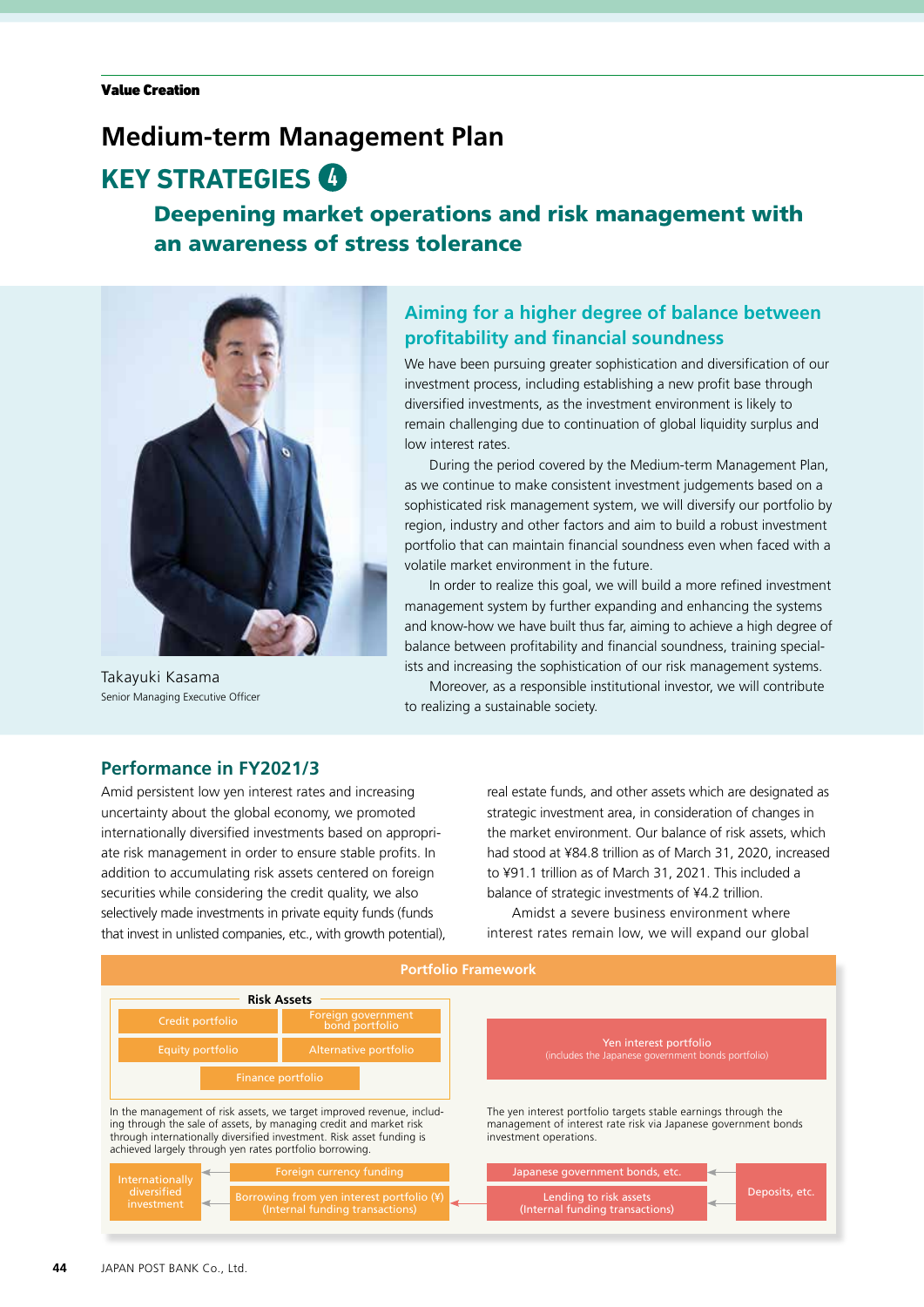Value Creation

# Medium-term Management Plan

## KEY STRATEGIES 4

### Deepening market operations and risk management with an awareness of stress tolerance

Takayuki Kasama
Senior Managing Executive Officer

### Aiming for a higher degree of balance between profitability and financial soundness

We have been pursuing greater sophistication and diversification of our investment process, including establishing a new profit base through diversified investments, as the investment environment is likely to remain challenging due to continuation of global liquidity surplus and low interest rates.

During the period covered by the Medium-term Management Plan, as we continue to make consistent investment judgements based on a sophisticated risk management system, we will diversify our portfolio by region, industry and other factors and aim to build a robust investment portfolio that can maintain financial soundness even when faced with a volatile market environment in the future.

In order to realize this goal, we will build a more refined investment management system by further expanding and enhancing the systems and know-how we have built thus far, aiming to achieve a high degree of balance between profitability and financial soundness, training specialists and increasing the sophistication of our risk management systems.

Moreover, as a responsible institutional investor, we will contribute to realizing a sustainable society.

### Performance in FY2021/3

Amid persistent low yen interest rates and increasing uncertainty about the global economy, we promoted internationally diversified investments based on appropriate risk management in order to ensure stable profits. In addition to accumulating risk assets centered on foreign securities while considering the credit quality, we also selectively made investments in private equity funds (funds that invest in unlisted companies, etc., with growth potential), real estate funds, and other assets which are designated as strategic investment area, in consideration of changes in the market environment. Our balance of risk assets, which had stood at ¥84.8 trillion as of March 31, 2020, increased to ¥91.1 trillion as of March 31, 2021. This included a balance of strategic investments of ¥4.2 trillion.

Amidst a severe business environment where interest rates remain low, we will expand our global

**Portfolio Framework**

**Risk Assets**
- Credit portfolio
- Foreign government bond portfolio
- Equity portfolio
- Alternative portfolio
- Finance portfolio

In the management of risk assets, we target improved revenue, including through the sale of assets, by managing credit and market risk through internationally diversified investment. Risk asset funding is achieved largely through yen rates portfolio borrowing.

- Internationally diversified investment ← Foreign currency funding
- Internationally diversified investment ← Borrowing from yen interest portfolio (¥) (Internal funding transactions)

**Yen interest portfolio** (includes the Japanese government bonds portfolio)

The yen interest portfolio targets stable earnings through the management of interest rate risk via Japanese government bonds investment operations.

- Deposits, etc. → Japanese government bonds, etc.
- Deposits, etc. → Lending to risk assets (Internal funding transactions) → Borrowing from yen interest portfolio (¥) (Internal funding transactions)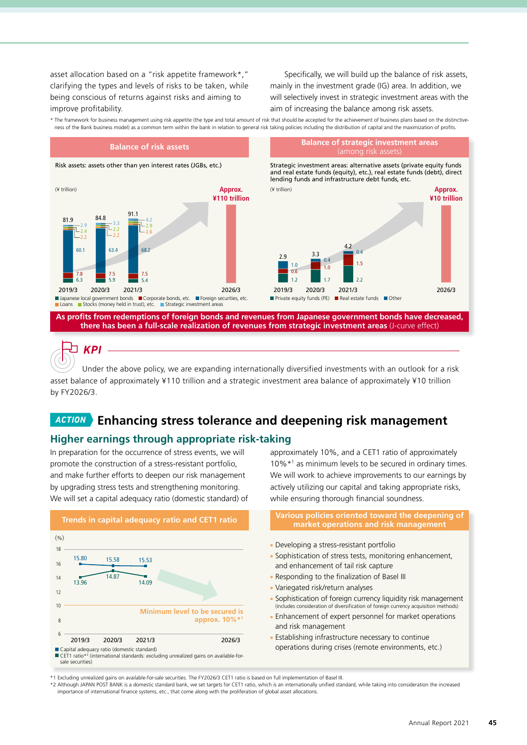asset allocation based on a "risk appetite framework*," clarifying the types and levels of risks to be taken, while being conscious of returns against risks and aiming to improve profitability.

Specifically, we will build up the balance of risk assets, mainly in the investment grade (IG) area. In addition, we will selectively invest in strategic investment areas with the aim of increasing the balance among risk assets.

\* The framework for business management using risk appetite (the type and total amount of risk that should be accepted for the achievement of business plans based on the distinctiveness of the Bank business model) as a common term within the bank in relation to general risk taking policies including the distribution of capital and the maximization of profits.

**Balance of risk assets**

Risk assets: assets other than yen interest rates (JGBs, etc.)

(¥ trillion)

Approx. ¥110 trillion

81.9
2.9
2.4
2.2
60.1
7.8
6.3

84.8
3.3
2.2
2.2
63.4
7.5
5.9

91.1
4.2
2.9
2.6
68.2
7.5
5.4

2019/3 2020/3 2021/3 2026/3

■ Japanese local government bonds ■ Corporate bonds, etc. ■ Foreign securities, etc. ■ Loans ■ Stocks (money held in trust), etc. ■ Strategic investment areas

**Balance of strategic investment areas (among risk assets)**

Strategic investment areas: alternative assets (private equity funds and real estate funds (equity), etc.), real estate funds (debt), direct lending funds and infrastructure debt funds, etc.

(¥ trillion)

Approx. ¥10 trillion

2.9
1.0
0.6
1.2

3.3
0.4
1.0
1.7

4.2
0.4
1.5
2.2

2019/3 2020/3 2021/3 2026/3

■ Private equity funds (PE) ■ Real estate funds ■ Other

**As profits from redemptions of foreign bonds and revenues from Japanese government bonds have decreased, there has been a full-scale realization of revenues from strategic investment areas** (J-curve effect)

## KPI

Under the above policy, we are expanding internationally diversified investments with an outlook for a risk asset balance of approximately ¥110 trillion and a strategic investment area balance of approximately ¥10 trillion by FY2026/3.

## ACTION Enhancing stress tolerance and deepening risk management

### Higher earnings through appropriate risk-taking

In preparation for the occurrence of stress events, we will promote the construction of a stress-resistant portfolio, and make further efforts to deepen our risk management by upgrading stress tests and strengthening monitoring. We will set a capital adequacy ratio (domestic standard) of approximately 10%, and a CET1 ratio of approximately 10%*[1] as minimum levels to be secured in ordinary times. We will work to achieve improvements to our earnings by actively utilizing our capital and taking appropriate risks, while ensuring thorough financial soundness.

**Trends in capital adequacy ratio and CET1 ratio**

(%)

15.80 15.58 15.53
13.96 14.87 14.09

Minimum level to be secured is approx. 10%*[1]

2019/3 2020/3 2021/3 2026/3

■ Capital adequacy ratio (domestic standard)
■ CET1 ratio*[2] (international standards: excluding unrealized gains on available-for-sale securities)

**Various policies oriented toward the deepening of market operations and risk management**

- Developing a stress-resistant portfolio
- Sophistication of stress tests, monitoring enhancement, and enhancement of tail risk capture
- Responding to the finalization of Basel III
- Variegated risk/return analyses
- Sophistication of foreign currency liquidity risk management (includes consideration of diversification of foreign currency acquisition methods)
- Enhancement of expert personnel for market operations and risk management
- Establishing infrastructure necessary to continue operations during crises (remote environments, etc.)

*1 Excluding unrealized gains on available-for-sale securities. The FY2026/3 CET1 ratio is based on full implementation of Basel III.

*2 Although JAPAN POST BANK is a domestic standard bank, we set targets for CET1 ratio, which is an internationally unified standard, while taking into consideration the increased importance of international finance systems, etc., that come along with the proliferation of global asset allocations.